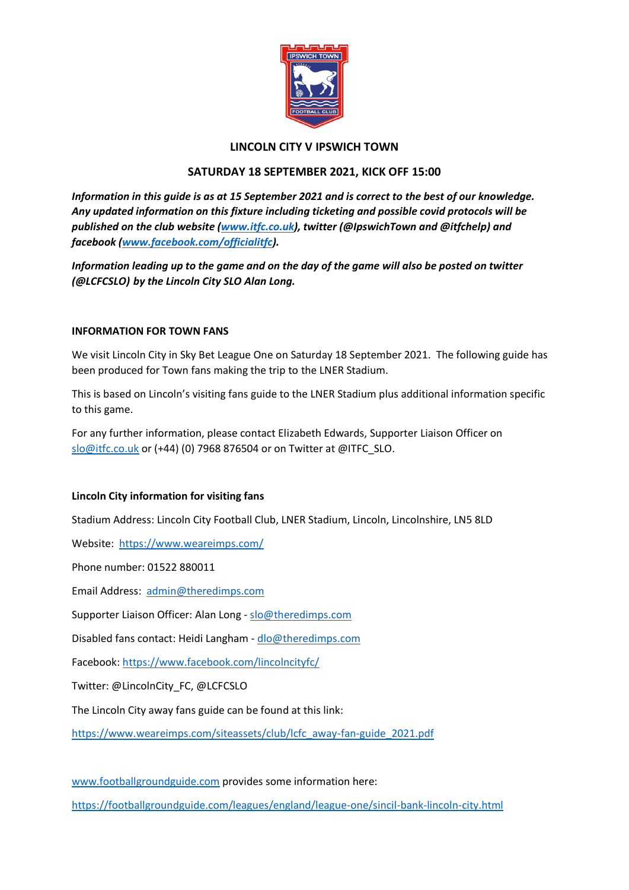## LINCOLN CITY V IPSWICH TOWN

## SATURDAY 18 SEPTEMBER 2021, KICK OFF 15:00

***Information in this guide is as at 15 September 2021 and is correct to the best of our knowledge. Any updated information on this fixture including ticketing and possible covid protocols will be published on the club website ([www.itfc.co.uk](http://www.itfc.co.uk)), twitter (@IpswichTown and @itfchelp) and facebook ([www.facebook.com/officialitfc](http://www.facebook.com/officialitfc)).***

***Information leading up to the game and on the day of the game will also be posted on twitter (@LCFCSLO) by the Lincoln City SLO Alan Long.***

### INFORMATION FOR TOWN FANS

We visit Lincoln City in Sky Bet League One on Saturday 18 September 2021. The following guide has been produced for Town fans making the trip to the LNER Stadium.

This is based on Lincoln's visiting fans guide to the LNER Stadium plus additional information specific to this game.

For any further information, please contact Elizabeth Edwards, Supporter Liaison Officer on [slo@itfc.co.uk](mailto:slo@itfc.co.uk) or (+44) (0) 7968 876504 or on Twitter at @ITFC_SLO.

### Lincoln City information for visiting fans

Stadium Address: Lincoln City Football Club, LNER Stadium, Lincoln, Lincolnshire, LN5 8LD

Website: [https://www.weareimps.com/](https://www.weareimps.com/)

Phone number: 01522 880011

Email Address: [admin@theredimps.com](mailto:admin@theredimps.com)

Supporter Liaison Officer: Alan Long - [slo@theredimps.com](mailto:slo@theredimps.com)

Disabled fans contact: Heidi Langham - [dlo@theredimps.com](mailto:dlo@theredimps.com)

Facebook: [https://www.facebook.com/lincolncityfc/](https://www.facebook.com/lincolncityfc/)

Twitter: @LincolnCity_FC, @LCFCSLO

The Lincoln City away fans guide can be found at this link:

[https://www.weareimps.com/siteassets/club/lcfc_away-fan-guide_2021.pdf](https://www.weareimps.com/siteassets/club/lcfc_away-fan-guide_2021.pdf)

[www.footballgroundguide.com](http://www.footballgroundguide.com) provides some information here:

[https://footballgroundguide.com/leagues/england/league-one/sincil-bank-lincoln-city.html](https://footballgroundguide.com/leagues/england/league-one/sincil-bank-lincoln-city.html)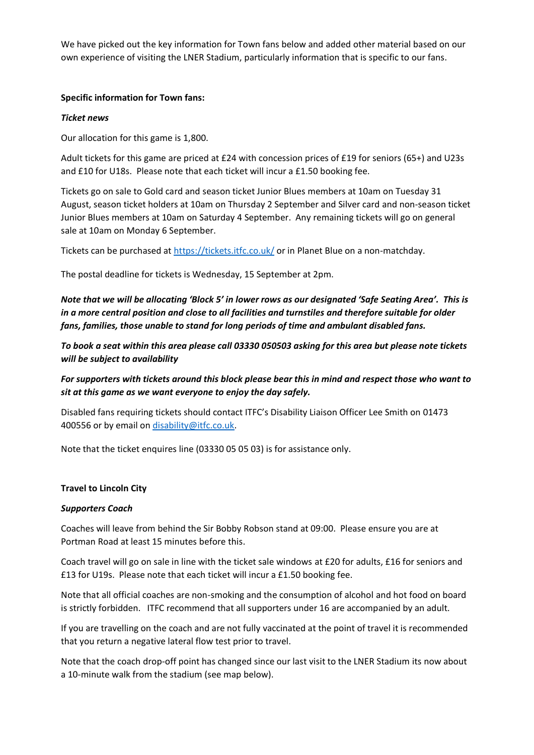We have picked out the key information for Town fans below and added other material based on our own experience of visiting the LNER Stadium, particularly information that is specific to our fans.

**Specific information for Town fans:**

***Ticket news***

Our allocation for this game is 1,800.

Adult tickets for this game are priced at £24 with concession prices of £19 for seniors (65+) and U23s and £10 for U18s. Please note that each ticket will incur a £1.50 booking fee.

Tickets go on sale to Gold card and season ticket Junior Blues members at 10am on Tuesday 31 August, season ticket holders at 10am on Thursday 2 September and Silver card and non-season ticket Junior Blues members at 10am on Saturday 4 September. Any remaining tickets will go on general sale at 10am on Monday 6 September.

Tickets can be purchased at [https://tickets.itfc.co.uk/](https://tickets.itfc.co.uk/) or in Planet Blue on a non-matchday.

The postal deadline for tickets is Wednesday, 15 September at 2pm.

***Note that we will be allocating 'Block 5' in lower rows as our designated 'Safe Seating Area'. This is in a more central position and close to all facilities and turnstiles and therefore suitable for older fans, families, those unable to stand for long periods of time and ambulant disabled fans.***

***To book a seat within this area please call 03330 050503 asking for this area but please note tickets will be subject to availability***

***For supporters with tickets around this block please bear this in mind and respect those who want to sit at this game as we want everyone to enjoy the day safely.***

Disabled fans requiring tickets should contact ITFC's Disability Liaison Officer Lee Smith on 01473 400556 or by email on [disability@itfc.co.uk](mailto:disability@itfc.co.uk).

Note that the ticket enquires line (03330 05 05 03) is for assistance only.

**Travel to Lincoln City**

***Supporters Coach***

Coaches will leave from behind the Sir Bobby Robson stand at 09:00. Please ensure you are at Portman Road at least 15 minutes before this.

Coach travel will go on sale in line with the ticket sale windows at £20 for adults, £16 for seniors and £13 for U19s. Please note that each ticket will incur a £1.50 booking fee.

Note that all official coaches are non-smoking and the consumption of alcohol and hot food on board is strictly forbidden. ITFC recommend that all supporters under 16 are accompanied by an adult.

If you are travelling on the coach and are not fully vaccinated at the point of travel it is recommended that you return a negative lateral flow test prior to travel.

Note that the coach drop-off point has changed since our last visit to the LNER Stadium its now about a 10-minute walk from the stadium (see map below).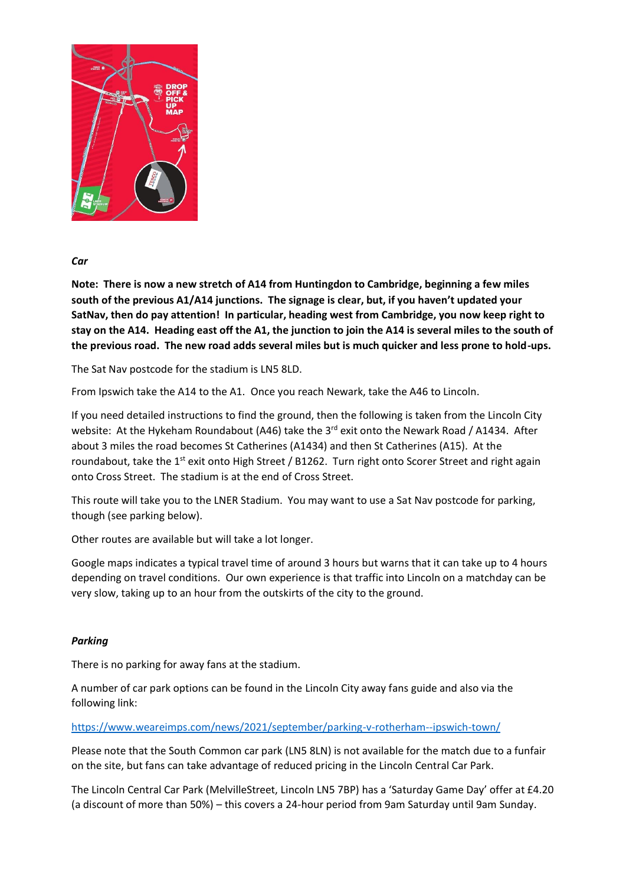***Car***

**Note: There is now a new stretch of A14 from Huntingdon to Cambridge, beginning a few miles south of the previous A1/A14 junctions. The signage is clear, but, if you haven't updated your SatNav, then do pay attention! In particular, heading west from Cambridge, you now keep right to stay on the A14. Heading east off the A1, the junction to join the A14 is several miles to the south of the previous road. The new road adds several miles but is much quicker and less prone to hold-ups.**

The Sat Nav postcode for the stadium is LN5 8LD.

From Ipswich take the A14 to the A1. Once you reach Newark, take the A46 to Lincoln.

If you need detailed instructions to find the ground, then the following is taken from the Lincoln City website: At the Hykeham Roundabout (A46) take the 3rd exit onto the Newark Road / A1434. After about 3 miles the road becomes St Catherines (A1434) and then St Catherines (A15). At the roundabout, take the 1st exit onto High Street / B1262. Turn right onto Scorer Street and right again onto Cross Street. The stadium is at the end of Cross Street.

This route will take you to the LNER Stadium. You may want to use a Sat Nav postcode for parking, though (see parking below).

Other routes are available but will take a lot longer.

Google maps indicates a typical travel time of around 3 hours but warns that it can take up to 4 hours depending on travel conditions. Our own experience is that traffic into Lincoln on a matchday can be very slow, taking up to an hour from the outskirts of the city to the ground.

***Parking***

There is no parking for away fans at the stadium.

A number of car park options can be found in the Lincoln City away fans guide and also via the following link:

https://www.weareimps.com/news/2021/september/parking-v-rotherham--ipswich-town/

Please note that the South Common car park (LN5 8LN) is not available for the match due to a funfair on the site, but fans can take advantage of reduced pricing in the Lincoln Central Car Park.

The Lincoln Central Car Park (MelvilleStreet, Lincoln LN5 7BP) has a 'Saturday Game Day' offer at £4.20 (a discount of more than 50%) – this covers a 24-hour period from 9am Saturday until 9am Sunday.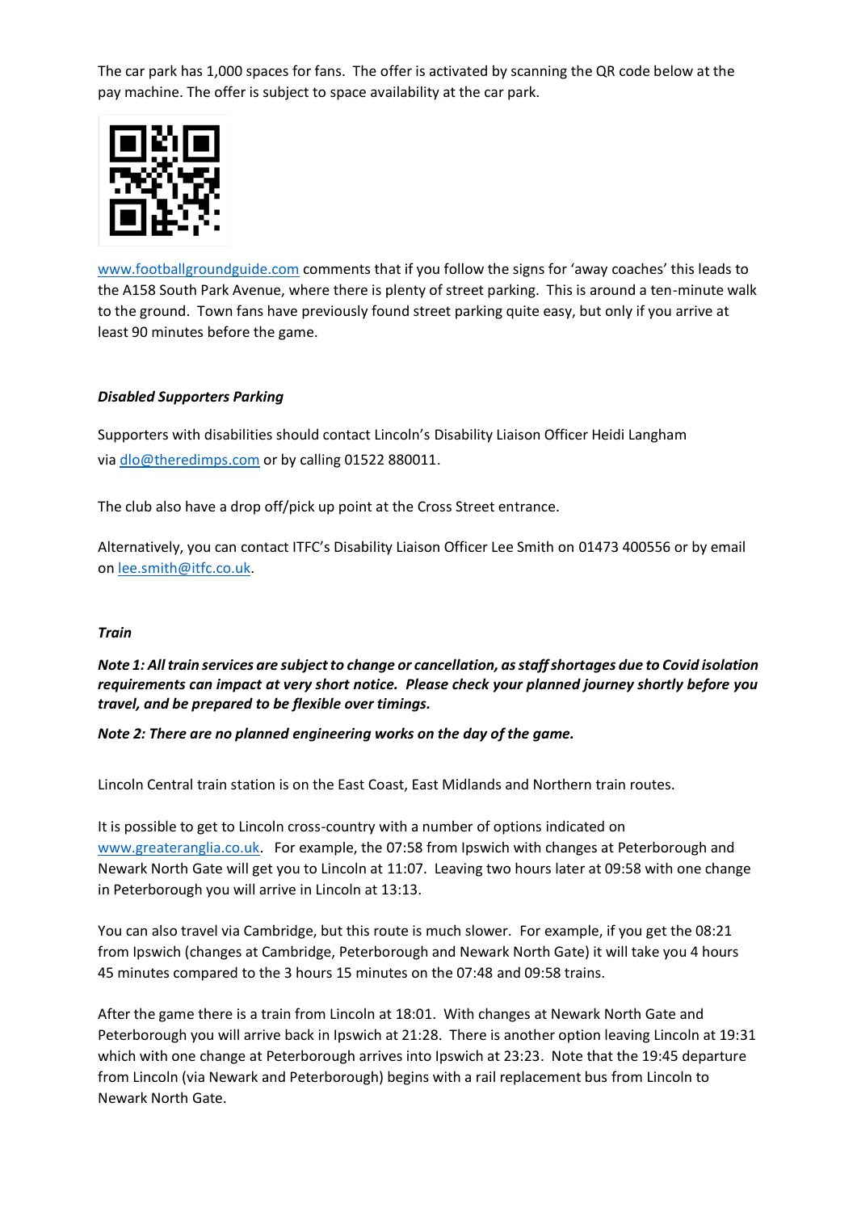The car park has 1,000 spaces for fans. The offer is activated by scanning the QR code below at the pay machine. The offer is subject to space availability at the car park.

www.footballgroundguide.com comments that if you follow the signs for 'away coaches' this leads to the A158 South Park Avenue, where there is plenty of street parking. This is around a ten-minute walk to the ground. Town fans have previously found street parking quite easy, but only if you arrive at least 90 minutes before the game.

***Disabled Supporters Parking***

Supporters with disabilities should contact Lincoln's Disability Liaison Officer Heidi Langham via dlo@theredimps.com or by calling 01522 880011.

The club also have a drop off/pick up point at the Cross Street entrance.

Alternatively, you can contact ITFC's Disability Liaison Officer Lee Smith on 01473 400556 or by email on lee.smith@itfc.co.uk.

***Train***

***Note 1: All train services are subject to change or cancellation, as staff shortages due to Covid isolation requirements can impact at very short notice. Please check your planned journey shortly before you travel, and be prepared to be flexible over timings.***

***Note 2: There are no planned engineering works on the day of the game.***

Lincoln Central train station is on the East Coast, East Midlands and Northern train routes.

It is possible to get to Lincoln cross-country with a number of options indicated on www.greateranglia.co.uk. For example, the 07:58 from Ipswich with changes at Peterborough and Newark North Gate will get you to Lincoln at 11:07. Leaving two hours later at 09:58 with one change in Peterborough you will arrive in Lincoln at 13:13.

You can also travel via Cambridge, but this route is much slower. For example, if you get the 08:21 from Ipswich (changes at Cambridge, Peterborough and Newark North Gate) it will take you 4 hours 45 minutes compared to the 3 hours 15 minutes on the 07:48 and 09:58 trains.

After the game there is a train from Lincoln at 18:01. With changes at Newark North Gate and Peterborough you will arrive back in Ipswich at 21:28. There is another option leaving Lincoln at 19:31 which with one change at Peterborough arrives into Ipswich at 23:23. Note that the 19:45 departure from Lincoln (via Newark and Peterborough) begins with a rail replacement bus from Lincoln to Newark North Gate.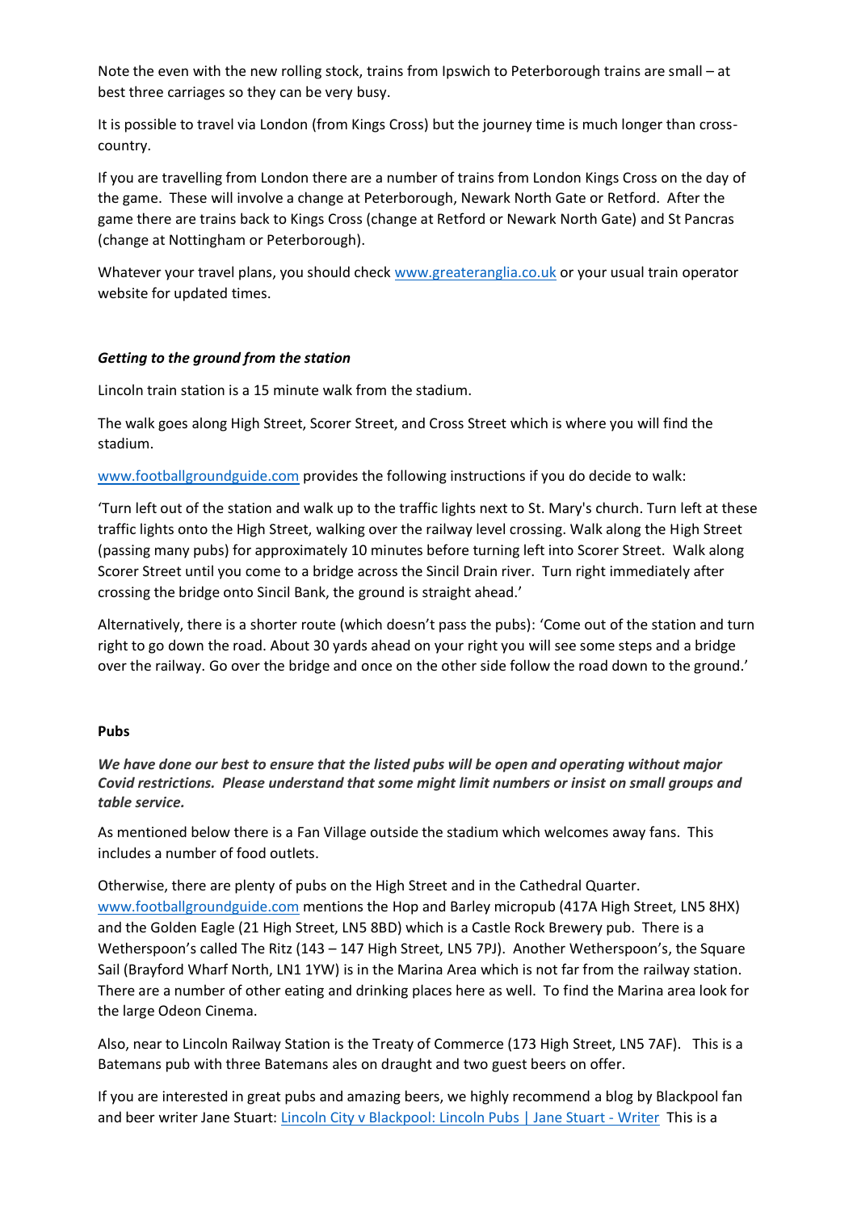Note the even with the new rolling stock, trains from Ipswich to Peterborough trains are small – at best three carriages so they can be very busy.

It is possible to travel via London (from Kings Cross) but the journey time is much longer than cross-country.

If you are travelling from London there are a number of trains from London Kings Cross on the day of the game. These will involve a change at Peterborough, Newark North Gate or Retford. After the game there are trains back to Kings Cross (change at Retford or Newark North Gate) and St Pancras (change at Nottingham or Peterborough).

Whatever your travel plans, you should check [www.greateranglia.co.uk](www.greateranglia.co.uk) or your usual train operator website for updated times.

***Getting to the ground from the station***

Lincoln train station is a 15 minute walk from the stadium.

The walk goes along High Street, Scorer Street, and Cross Street which is where you will find the stadium.

[www.footballgroundguide.com](www.footballgroundguide.com) provides the following instructions if you do decide to walk:

'Turn left out of the station and walk up to the traffic lights next to St. Mary's church. Turn left at these traffic lights onto the High Street, walking over the railway level crossing. Walk along the High Street (passing many pubs) for approximately 10 minutes before turning left into Scorer Street. Walk along Scorer Street until you come to a bridge across the Sincil Drain river. Turn right immediately after crossing the bridge onto Sincil Bank, the ground is straight ahead.'

Alternatively, there is a shorter route (which doesn't pass the pubs): 'Come out of the station and turn right to go down the road. About 30 yards ahead on your right you will see some steps and a bridge over the railway. Go over the bridge and once on the other side follow the road down to the ground.'

**Pubs**

***We have done our best to ensure that the listed pubs will be open and operating without major Covid restrictions. Please understand that some might limit numbers or insist on small groups and table service.***

As mentioned below there is a Fan Village outside the stadium which welcomes away fans. This includes a number of food outlets.

Otherwise, there are plenty of pubs on the High Street and in the Cathedral Quarter. [www.footballgroundguide.com](www.footballgroundguide.com) mentions the Hop and Barley micropub (417A High Street, LN5 8HX) and the Golden Eagle (21 High Street, LN5 8BD) which is a Castle Rock Brewery pub. There is a Wetherspoon's called The Ritz (143 – 147 High Street, LN5 7PJ). Another Wetherspoon's, the Square Sail (Brayford Wharf North, LN1 1YW) is in the Marina Area which is not far from the railway station. There are a number of other eating and drinking places here as well. To find the Marina area look for the large Odeon Cinema.

Also, near to Lincoln Railway Station is the Treaty of Commerce (173 High Street, LN5 7AF). This is a Batemans pub with three Batemans ales on draught and two guest beers on offer.

If you are interested in great pubs and amazing beers, we highly recommend a blog by Blackpool fan and beer writer Jane Stuart: Lincoln City v Blackpool: Lincoln Pubs | Jane Stuart - Writer This is a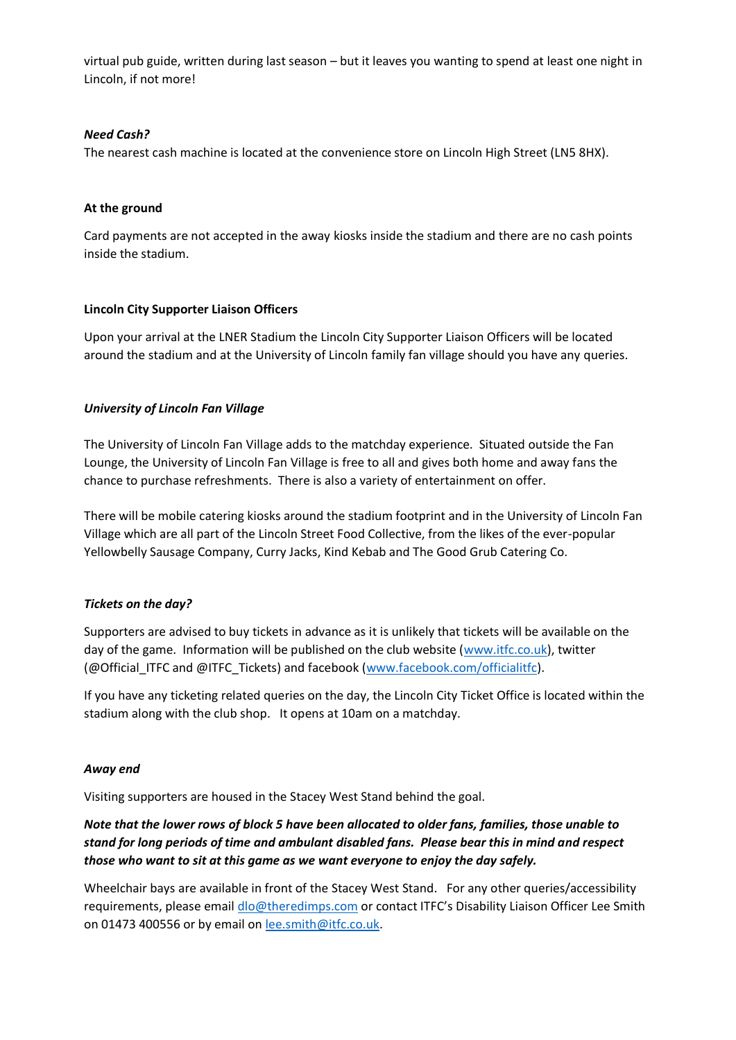virtual pub guide, written during last season – but it leaves you wanting to spend at least one night in Lincoln, if not more!

***Need Cash?***

The nearest cash machine is located at the convenience store on Lincoln High Street (LN5 8HX).

**At the ground**

Card payments are not accepted in the away kiosks inside the stadium and there are no cash points inside the stadium.

**Lincoln City Supporter Liaison Officers**

Upon your arrival at the LNER Stadium the Lincoln City Supporter Liaison Officers will be located around the stadium and at the University of Lincoln family fan village should you have any queries.

***University of Lincoln Fan Village***

The University of Lincoln Fan Village adds to the matchday experience. Situated outside the Fan Lounge, the University of Lincoln Fan Village is free to all and gives both home and away fans the chance to purchase refreshments. There is also a variety of entertainment on offer.

There will be mobile catering kiosks around the stadium footprint and in the University of Lincoln Fan Village which are all part of the Lincoln Street Food Collective, from the likes of the ever-popular Yellowbelly Sausage Company, Curry Jacks, Kind Kebab and The Good Grub Catering Co.

***Tickets on the day?***

Supporters are advised to buy tickets in advance as it is unlikely that tickets will be available on the day of the game. Information will be published on the club website (www.itfc.co.uk), twitter (@Official_ITFC and @ITFC_Tickets) and facebook (www.facebook.com/officialitfc).

If you have any ticketing related queries on the day, the Lincoln City Ticket Office is located within the stadium along with the club shop. It opens at 10am on a matchday.

***Away end***

Visiting supporters are housed in the Stacey West Stand behind the goal.

***Note that the lower rows of block 5 have been allocated to older fans, families, those unable to stand for long periods of time and ambulant disabled fans. Please bear this in mind and respect those who want to sit at this game as we want everyone to enjoy the day safely.***

Wheelchair bays are available in front of the Stacey West Stand. For any other queries/accessibility requirements, please email dlo@theredimps.com or contact ITFC's Disability Liaison Officer Lee Smith on 01473 400556 or by email on lee.smith@itfc.co.uk.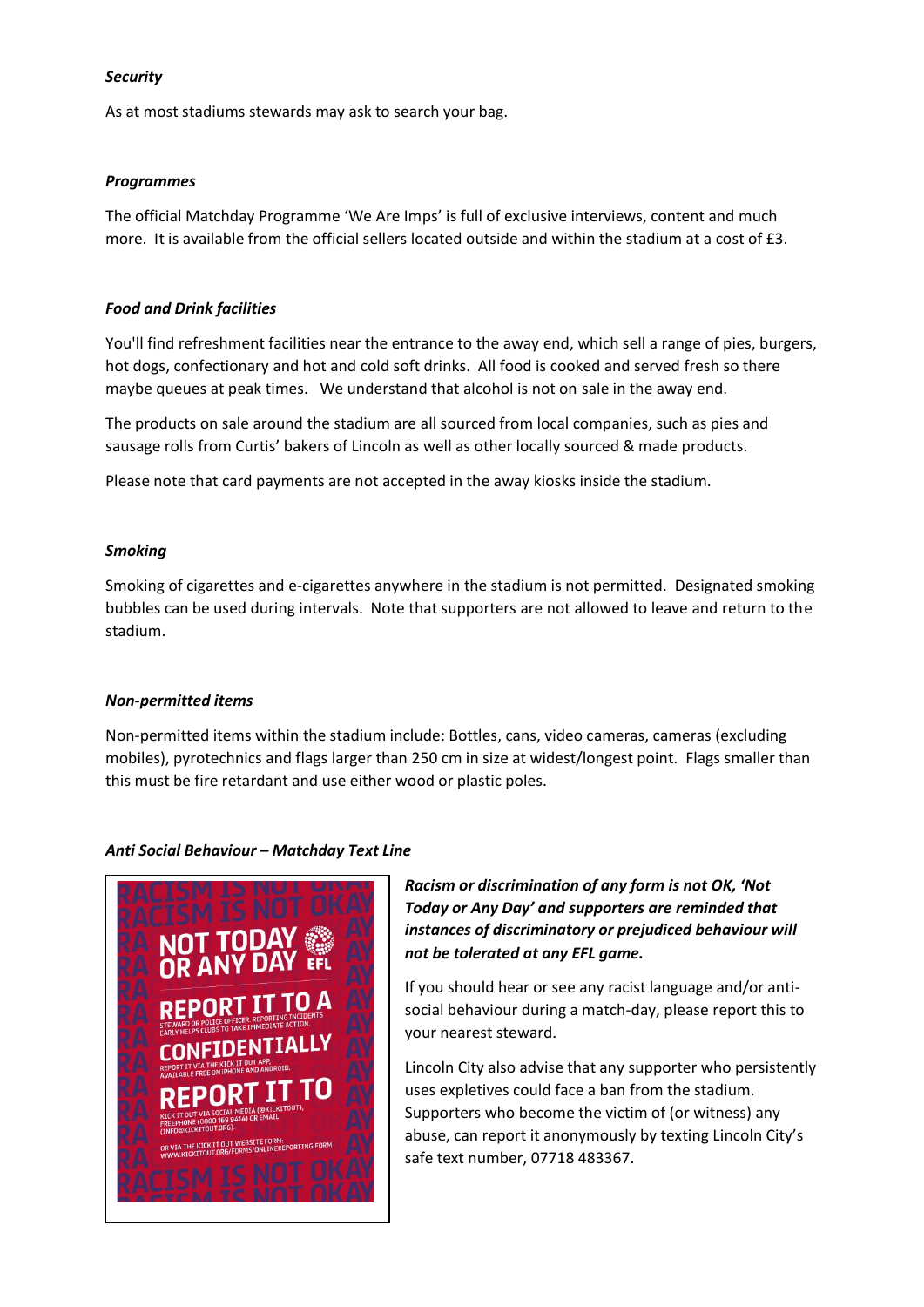***Security***

As at most stadiums stewards may ask to search your bag.

***Programmes***

The official Matchday Programme 'We Are Imps' is full of exclusive interviews, content and much more. It is available from the official sellers located outside and within the stadium at a cost of £3.

***Food and Drink facilities***

You'll find refreshment facilities near the entrance to the away end, which sell a range of pies, burgers, hot dogs, confectionary and hot and cold soft drinks. All food is cooked and served fresh so there maybe queues at peak times. We understand that alcohol is not on sale in the away end.

The products on sale around the stadium are all sourced from local companies, such as pies and sausage rolls from Curtis' bakers of Lincoln as well as other locally sourced & made products.

Please note that card payments are not accepted in the away kiosks inside the stadium.

***Smoking***

Smoking of cigarettes and e-cigarettes anywhere in the stadium is not permitted. Designated smoking bubbles can be used during intervals. Note that supporters are not allowed to leave and return to the stadium.

***Non-permitted items***

Non-permitted items within the stadium include: Bottles, cans, video cameras, cameras (excluding mobiles), pyrotechnics and flags larger than 250 cm in size at widest/longest point. Flags smaller than this must be fire retardant and use either wood or plastic poles.

***Anti Social Behaviour – Matchday Text Line***

***Racism or discrimination of any form is not OK, 'Not Today or Any Day' and supporters are reminded that instances of discriminatory or prejudiced behaviour will not be tolerated at any EFL game.***

If you should hear or see any racist language and/or anti-social behaviour during a match-day, please report this to your nearest steward.

Lincoln City also advise that any supporter who persistently uses expletives could face a ban from the stadium. Supporters who become the victim of (or witness) any abuse, can report it anonymously by texting Lincoln City's safe text number, 07718 483367.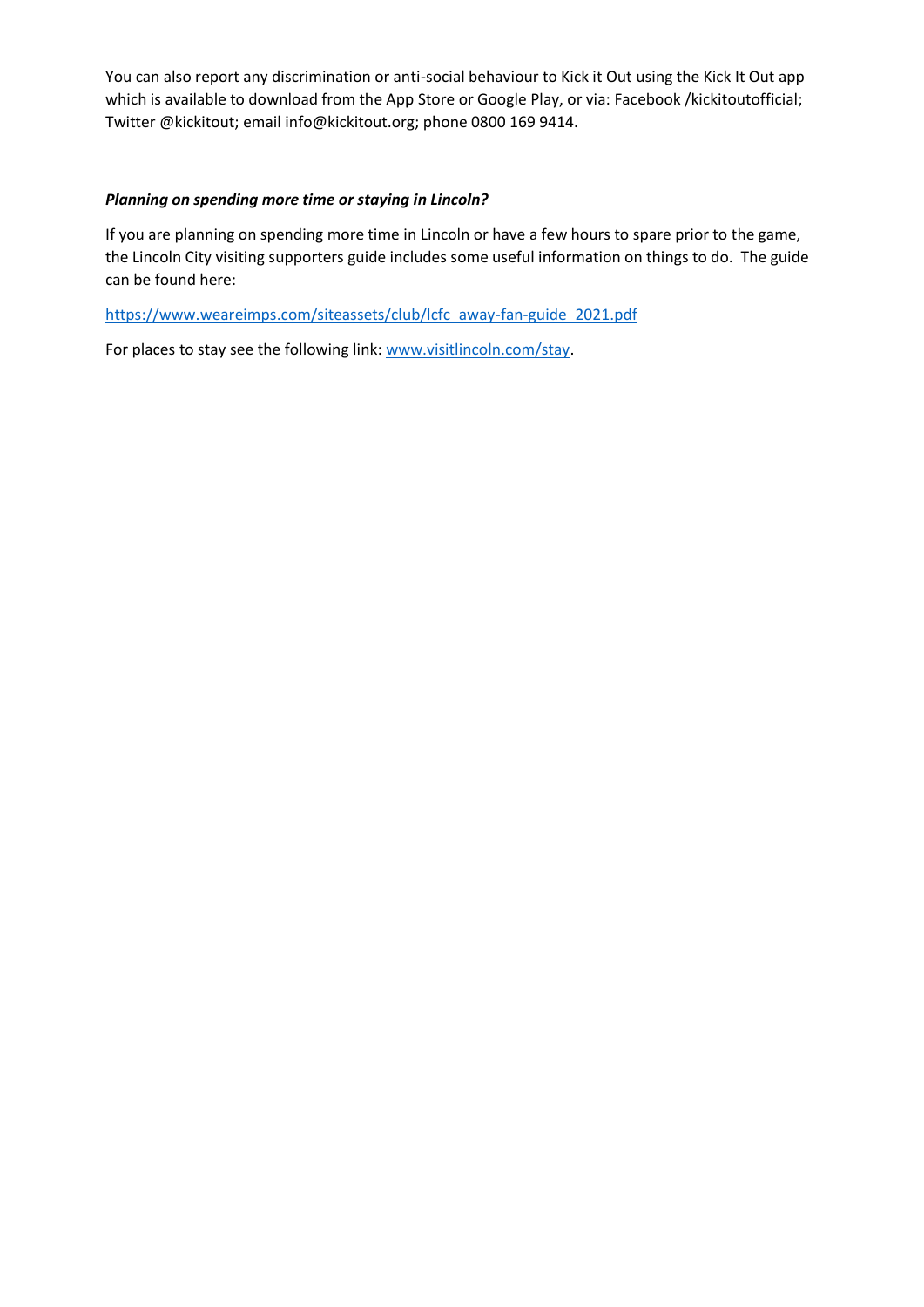You can also report any discrimination or anti-social behaviour to Kick it Out using the Kick It Out app which is available to download from the App Store or Google Play, or via: Facebook /kickitoutofficial; Twitter @kickitout; email info@kickitout.org; phone 0800 169 9414.

***Planning on spending more time or staying in Lincoln?***

If you are planning on spending more time in Lincoln or have a few hours to spare prior to the game, the Lincoln City visiting supporters guide includes some useful information on things to do. The guide can be found here:

[https://www.weareimps.com/siteassets/club/lcfc_away-fan-guide_2021.pdf](https://www.weareimps.com/siteassets/club/lcfc_away-fan-guide_2021.pdf)

For places to stay see the following link: [www.visitlincoln.com/stay](http://www.visitlincoln.com/stay).